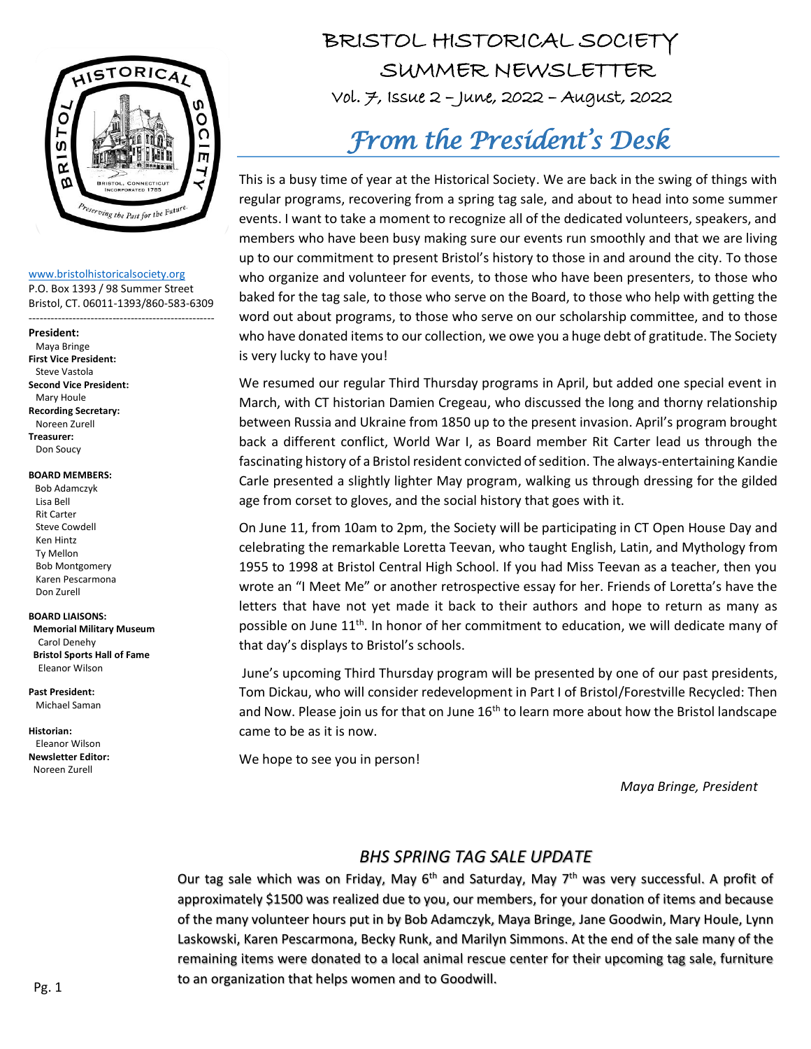# BRISTOL HISTORICAL SOCIETY SUMMER NEWSLETTER

Vol. 7, Issue 2 – June, 2022 – August, 2022

www.bristolhistoricalsociety.org
P.O. Box 1393 / 98 Summer Street
Bristol, CT. 06011-1393/860-583-6309

**President:**
Maya Bringe
**First Vice President:**
Steve Vastola
**Second Vice President:**
Mary Houle
**Recording Secretary:**
Noreen Zurell
**Treasurer:**
Don Soucy

**BOARD MEMBERS:**
Bob Adamczyk
Lisa Bell
Rit Carter
Steve Cowdell
Ken Hintz
Ty Mellon
Bob Montgomery
Karen Pescarmona
Don Zurell

**BOARD LIAISONS:**
**Memorial Military Museum**
Carol Denehy
**Bristol Sports Hall of Fame**
Eleanor Wilson

**Past President:**
Michael Saman

**Historian:**
Eleanor Wilson
**Newsletter Editor:**
Noreen Zurell

## *From the President's Desk*

This is a busy time of year at the Historical Society. We are back in the swing of things with regular programs, recovering from a spring tag sale, and about to head into some summer events. I want to take a moment to recognize all of the dedicated volunteers, speakers, and members who have been busy making sure our events run smoothly and that we are living up to our commitment to present Bristol's history to those in and around the city. To those who organize and volunteer for events, to those who have been presenters, to those who baked for the tag sale, to those who serve on the Board, to those who help with getting the word out about programs, to those who serve on our scholarship committee, and to those who have donated items to our collection, we owe you a huge debt of gratitude. The Society is very lucky to have you!

We resumed our regular Third Thursday programs in April, but added one special event in March, with CT historian Damien Cregeau, who discussed the long and thorny relationship between Russia and Ukraine from 1850 up to the present invasion. April's program brought back a different conflict, World War I, as Board member Rit Carter lead us through the fascinating history of a Bristol resident convicted of sedition. The always-entertaining Kandie Carle presented a slightly lighter May program, walking us through dressing for the gilded age from corset to gloves, and the social history that goes with it.

On June 11, from 10am to 2pm, the Society will be participating in CT Open House Day and celebrating the remarkable Loretta Teevan, who taught English, Latin, and Mythology from 1955 to 1998 at Bristol Central High School. If you had Miss Teevan as a teacher, then you wrote an "I Meet Me" or another retrospective essay for her. Friends of Loretta's have the letters that have not yet made it back to their authors and hope to return as many as possible on June 11th. In honor of her commitment to education, we will dedicate many of that day's displays to Bristol's schools.

June's upcoming Third Thursday program will be presented by one of our past presidents, Tom Dickau, who will consider redevelopment in Part I of Bristol/Forestville Recycled: Then and Now. Please join us for that on June 16th to learn more about how the Bristol landscape came to be as it is now.

We hope to see you in person!

*Maya Bringe, President*

## *BHS SPRING TAG SALE UPDATE*

Our tag sale which was on Friday, May 6th and Saturday, May 7th was very successful. A profit of approximately $1500 was realized due to you, our members, for your donation of items and because of the many volunteer hours put in by Bob Adamczyk, Maya Bringe, Jane Goodwin, Mary Houle, Lynn Laskowski, Karen Pescarmona, Becky Runk, and Marilyn Simmons. At the end of the sale many of the remaining items were donated to a local animal rescue center for their upcoming tag sale, furniture to an organization that helps women and to Goodwill.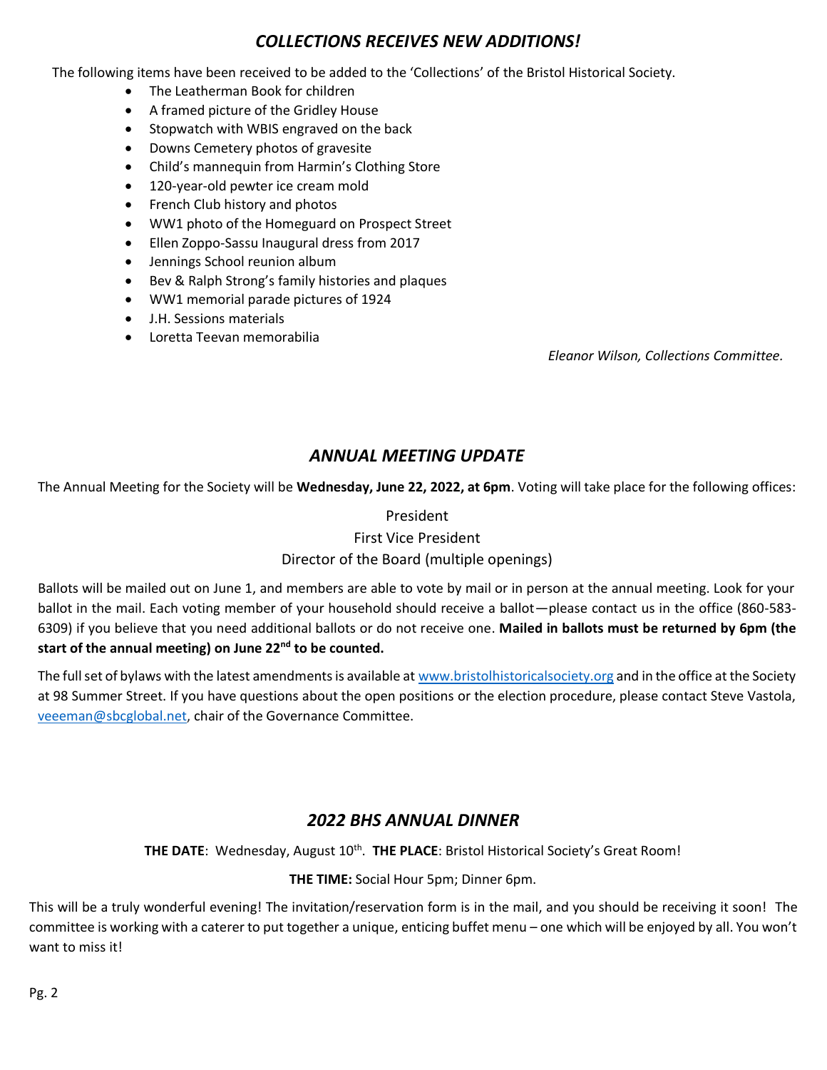## *COLLECTIONS RECEIVES NEW ADDITIONS!*

The following items have been received to be added to the 'Collections' of the Bristol Historical Society.

- The Leatherman Book for children
- A framed picture of the Gridley House
- Stopwatch with WBIS engraved on the back
- Downs Cemetery photos of gravesite
- Child's mannequin from Harmin's Clothing Store
- 120-year-old pewter ice cream mold
- French Club history and photos
- WW1 photo of the Homeguard on Prospect Street
- Ellen Zoppo-Sassu Inaugural dress from 2017
- Jennings School reunion album
- Bev & Ralph Strong's family histories and plaques
- WW1 memorial parade pictures of 1924
- J.H. Sessions materials
- Loretta Teevan memorabilia

*Eleanor Wilson, Collections Committee.*

## *ANNUAL MEETING UPDATE*

The Annual Meeting for the Society will be **Wednesday, June 22, 2022, at 6pm**. Voting will take place for the following offices:

President
First Vice President
Director of the Board (multiple openings)

Ballots will be mailed out on June 1, and members are able to vote by mail or in person at the annual meeting. Look for your ballot in the mail. Each voting member of your household should receive a ballot—please contact us in the office (860-583-6309) if you believe that you need additional ballots or do not receive one. **Mailed in ballots must be returned by 6pm (the start of the annual meeting) on June 22nd to be counted.**

The full set of bylaws with the latest amendments is available at www.bristolhistoricalsociety.org and in the office at the Society at 98 Summer Street. If you have questions about the open positions or the election procedure, please contact Steve Vastola, veeeman@sbcglobal.net, chair of the Governance Committee.

## *2022 BHS ANNUAL DINNER*

**THE DATE**: Wednesday, August 10th. **THE PLACE**: Bristol Historical Society's Great Room!

**THE TIME:** Social Hour 5pm; Dinner 6pm.

This will be a truly wonderful evening! The invitation/reservation form is in the mail, and you should be receiving it soon! The committee is working with a caterer to put together a unique, enticing buffet menu – one which will be enjoyed by all. You won't want to miss it!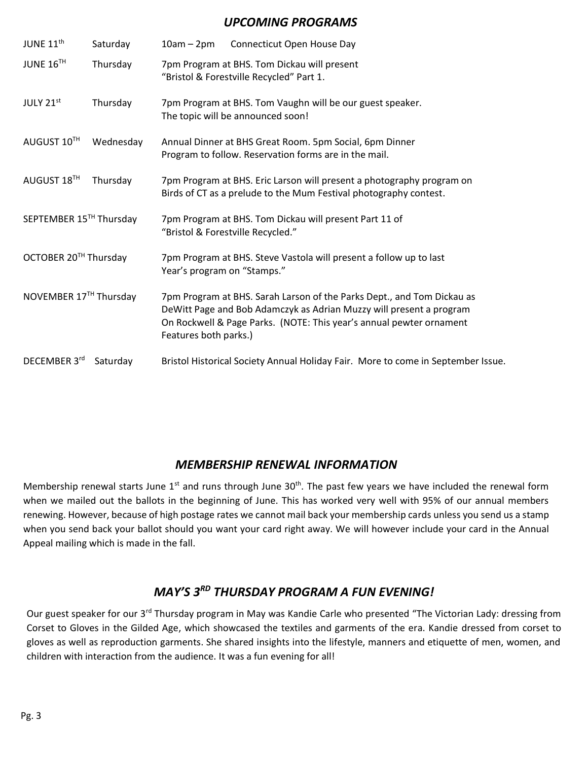## *UPCOMING PROGRAMS*

| | | |
|---|---|---|
| JUNE 11th | Saturday | 10am – 2pm Connecticut Open House Day |
| JUNE 16TH | Thursday | 7pm Program at BHS. Tom Dickau will present "Bristol & Forestville Recycled" Part 1. |
| JULY 21st | Thursday | 7pm Program at BHS. Tom Vaughn will be our guest speaker. The topic will be announced soon! |
| AUGUST 10TH | Wednesday | Annual Dinner at BHS Great Room. 5pm Social, 6pm Dinner Program to follow. Reservation forms are in the mail. |
| AUGUST 18TH | Thursday | 7pm Program at BHS. Eric Larson will present a photography program on Birds of CT as a prelude to the Mum Festival photography contest. |
| SEPTEMBER 15TH | Thursday | 7pm Program at BHS. Tom Dickau will present Part 11 of "Bristol & Forestville Recycled." |
| OCTOBER 20TH | Thursday | 7pm Program at BHS. Steve Vastola will present a follow up to last Year's program on "Stamps." |
| NOVEMBER 17TH | Thursday | 7pm Program at BHS. Sarah Larson of the Parks Dept., and Tom Dickau as DeWitt Page and Bob Adamczyk as Adrian Muzzy will present a program On Rockwell & Page Parks. (NOTE: This year's annual pewter ornament Features both parks.) |
| DECEMBER 3rd | Saturday | Bristol Historical Society Annual Holiday Fair. More to come in September Issue. |

## *MEMBERSHIP RENEWAL INFORMATION*

Membership renewal starts June 1st and runs through June 30th. The past few years we have included the renewal form when we mailed out the ballots in the beginning of June. This has worked very well with 95% of our annual members renewing. However, because of high postage rates we cannot mail back your membership cards unless you send us a stamp when you send back your ballot should you want your card right away. We will however include your card in the Annual Appeal mailing which is made in the fall.

## *MAY'S 3RD THURSDAY PROGRAM A FUN EVENING!*

Our guest speaker for our 3rd Thursday program in May was Kandie Carle who presented "The Victorian Lady: dressing from Corset to Gloves in the Gilded Age, which showcased the textiles and garments of the era. Kandie dressed from corset to gloves as well as reproduction garments. She shared insights into the lifestyle, manners and etiquette of men, women, and children with interaction from the audience. It was a fun evening for all!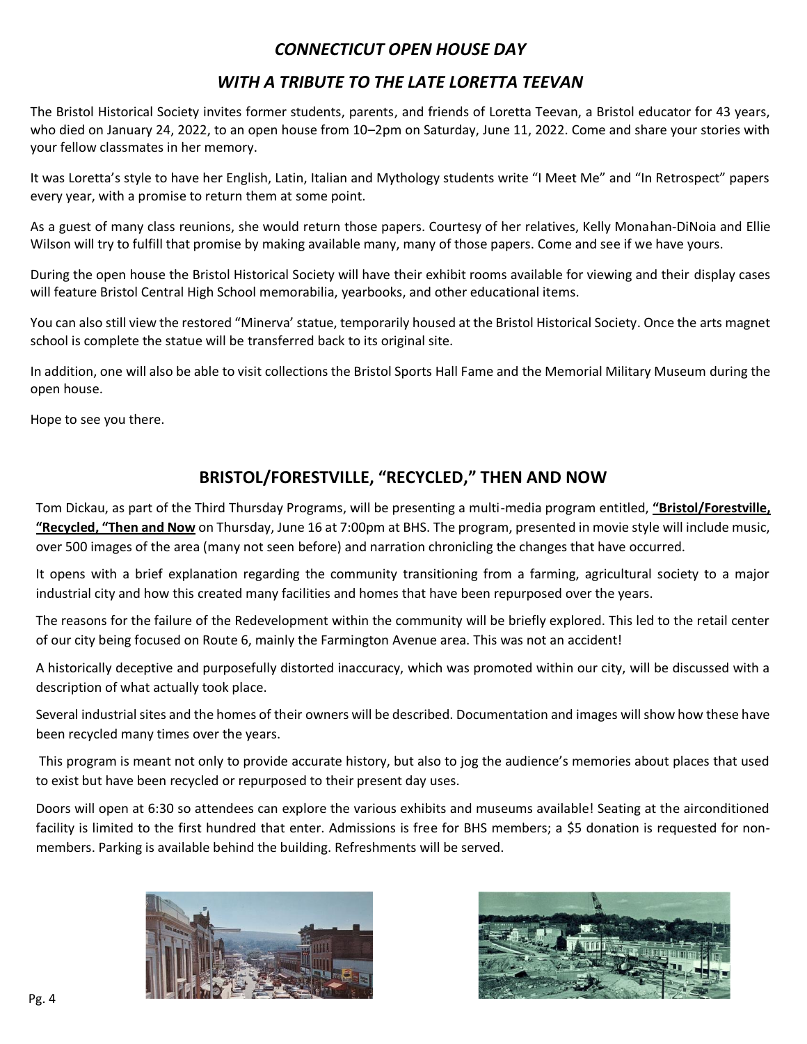## *CONNECTICUT OPEN HOUSE DAY*

## *WITH A TRIBUTE TO THE LATE LORETTA TEEVAN*

The Bristol Historical Society invites former students, parents, and friends of Loretta Teevan, a Bristol educator for 43 years, who died on January 24, 2022, to an open house from 10–2pm on Saturday, June 11, 2022. Come and share your stories with your fellow classmates in her memory.

It was Loretta's style to have her English, Latin, Italian and Mythology students write "I Meet Me" and "In Retrospect" papers every year, with a promise to return them at some point.

As a guest of many class reunions, she would return those papers. Courtesy of her relatives, Kelly Monahan-DiNoia and Ellie Wilson will try to fulfill that promise by making available many, many of those papers. Come and see if we have yours.

During the open house the Bristol Historical Society will have their exhibit rooms available for viewing and their display cases will feature Bristol Central High School memorabilia, yearbooks, and other educational items.

You can also still view the restored "Minerva' statue, temporarily housed at the Bristol Historical Society. Once the arts magnet school is complete the statue will be transferred back to its original site.

In addition, one will also be able to visit collections the Bristol Sports Hall Fame and the Memorial Military Museum during the open house.

Hope to see you there.

## BRISTOL/FORESTVILLE, "RECYCLED," THEN AND NOW

Tom Dickau, as part of the Third Thursday Programs, will be presenting a multi-media program entitled, **"Bristol/Forestville, "Recycled, "Then and Now** on Thursday, June 16 at 7:00pm at BHS. The program, presented in movie style will include music, over 500 images of the area (many not seen before) and narration chronicling the changes that have occurred.

It opens with a brief explanation regarding the community transitioning from a farming, agricultural society to a major industrial city and how this created many facilities and homes that have been repurposed over the years.

The reasons for the failure of the Redevelopment within the community will be briefly explored. This led to the retail center of our city being focused on Route 6, mainly the Farmington Avenue area. This was not an accident!

A historically deceptive and purposefully distorted inaccuracy, which was promoted within our city, will be discussed with a description of what actually took place.

Several industrial sites and the homes of their owners will be described. Documentation and images will show how these have been recycled many times over the years.

This program is meant not only to provide accurate history, but also to jog the audience's memories about places that used to exist but have been recycled or repurposed to their present day uses.

Doors will open at 6:30 so attendees can explore the various exhibits and museums available! Seating at the airconditioned facility is limited to the first hundred that enter. Admissions is free for BHS members; a $5 donation is requested for non-members. Parking is available behind the building. Refreshments will be served.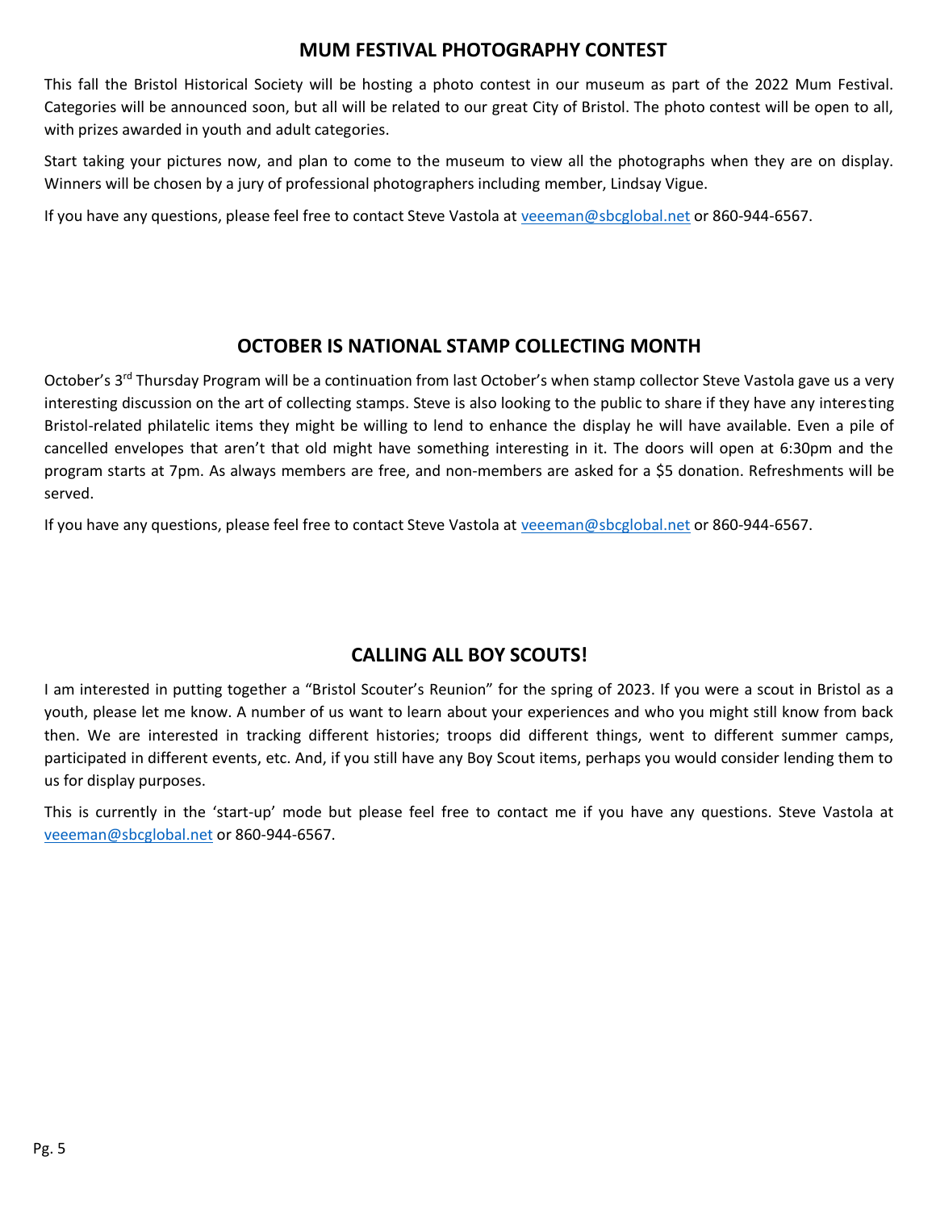## MUM FESTIVAL PHOTOGRAPHY CONTEST

This fall the Bristol Historical Society will be hosting a photo contest in our museum as part of the 2022 Mum Festival. Categories will be announced soon, but all will be related to our great City of Bristol. The photo contest will be open to all, with prizes awarded in youth and adult categories.

Start taking your pictures now, and plan to come to the museum to view all the photographs when they are on display. Winners will be chosen by a jury of professional photographers including member, Lindsay Vigue.

If you have any questions, please feel free to contact Steve Vastola at veeeman@sbcglobal.net or 860-944-6567.

## OCTOBER IS NATIONAL STAMP COLLECTING MONTH

October's 3rd Thursday Program will be a continuation from last October's when stamp collector Steve Vastola gave us a very interesting discussion on the art of collecting stamps. Steve is also looking to the public to share if they have any interesting Bristol-related philatelic items they might be willing to lend to enhance the display he will have available. Even a pile of cancelled envelopes that aren't that old might have something interesting in it. The doors will open at 6:30pm and the program starts at 7pm. As always members are free, and non-members are asked for a $5 donation. Refreshments will be served.

If you have any questions, please feel free to contact Steve Vastola at veeeman@sbcglobal.net or 860-944-6567.

## CALLING ALL BOY SCOUTS!

I am interested in putting together a "Bristol Scouter's Reunion" for the spring of 2023. If you were a scout in Bristol as a youth, please let me know. A number of us want to learn about your experiences and who you might still know from back then. We are interested in tracking different histories; troops did different things, went to different summer camps, participated in different events, etc. And, if you still have any Boy Scout items, perhaps you would consider lending them to us for display purposes.

This is currently in the 'start-up' mode but please feel free to contact me if you have any questions. Steve Vastola at veeeman@sbcglobal.net or 860-944-6567.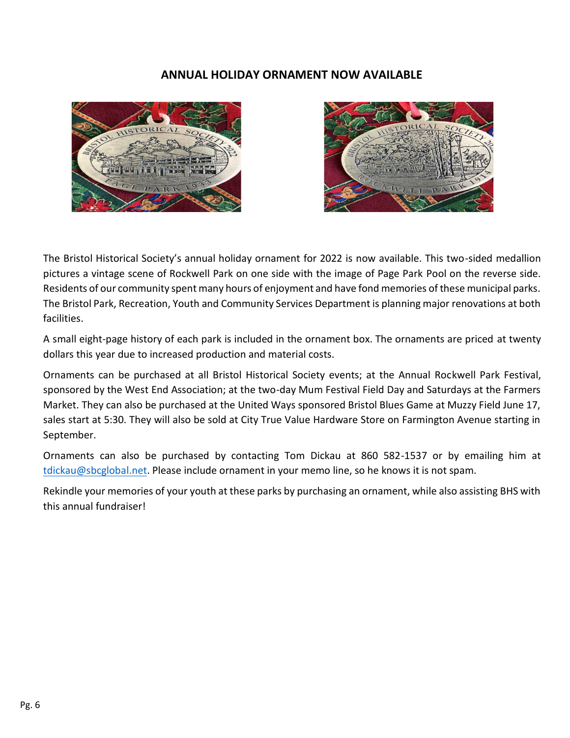## ANNUAL HOLIDAY ORNAMENT NOW AVAILABLE

The Bristol Historical Society's annual holiday ornament for 2022 is now available. This two-sided medallion pictures a vintage scene of Rockwell Park on one side with the image of Page Park Pool on the reverse side. Residents of our community spent many hours of enjoyment and have fond memories of these municipal parks. The Bristol Park, Recreation, Youth and Community Services Department is planning major renovations at both facilities.

A small eight-page history of each park is included in the ornament box. The ornaments are priced at twenty dollars this year due to increased production and material costs.

Ornaments can be purchased at all Bristol Historical Society events; at the Annual Rockwell Park Festival, sponsored by the West End Association; at the two-day Mum Festival Field Day and Saturdays at the Farmers Market. They can also be purchased at the United Ways sponsored Bristol Blues Game at Muzzy Field June 17, sales start at 5:30. They will also be sold at City True Value Hardware Store on Farmington Avenue starting in September.

Ornaments can also be purchased by contacting Tom Dickau at 860 582-1537 or by emailing him at tdickau@sbcglobal.net. Please include ornament in your memo line, so he knows it is not spam.

Rekindle your memories of your youth at these parks by purchasing an ornament, while also assisting BHS with this annual fundraiser!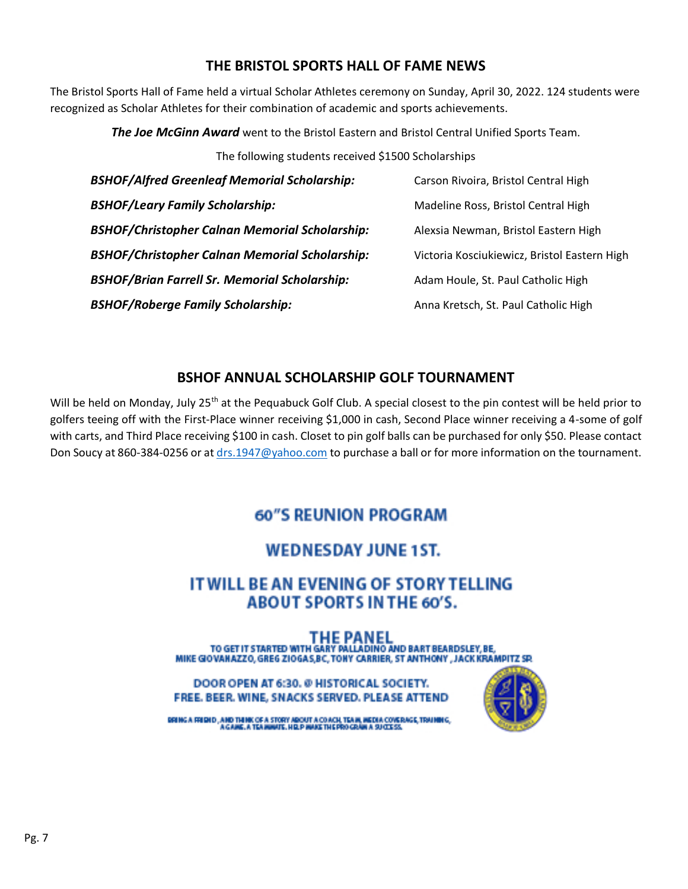## THE BRISTOL SPORTS HALL OF FAME NEWS

The Bristol Sports Hall of Fame held a virtual Scholar Athletes ceremony on Sunday, April 30, 2022. 124 students were recognized as Scholar Athletes for their combination of academic and sports achievements.

***The Joe McGinn Award*** went to the Bristol Eastern and Bristol Central Unified Sports Team.

The following students received $1500 Scholarships

| | |
|---|---|
| ***BSHOF/Alfred Greenleaf Memorial Scholarship:*** | Carson Rivoira, Bristol Central High |
| ***BSHOF/Leary Family Scholarship:*** | Madeline Ross, Bristol Central High |
| ***BSHOF/Christopher Calnan Memorial Scholarship:*** | Alexsia Newman, Bristol Eastern High |
| ***BSHOF/Christopher Calnan Memorial Scholarship:*** | Victoria Kosciukiewicz, Bristol Eastern High |
| ***BSHOF/Brian Farrell Sr. Memorial Scholarship:*** | Adam Houle, St. Paul Catholic High |
| ***BSHOF/Roberge Family Scholarship:*** | Anna Kretsch, St. Paul Catholic High |

## BSHOF ANNUAL SCHOLARSHIP GOLF TOURNAMENT

Will be held on Monday, July 25th at the Pequabuck Golf Club. A special closest to the pin contest will be held prior to golfers teeing off with the First-Place winner receiving $1,000 in cash, Second Place winner receiving a 4-some of golf with carts, and Third Place receiving $100 in cash. Closet to pin golf balls can be purchased for only $50. Please contact Don Soucy at 860-384-0256 or at drs.1947@yahoo.com to purchase a ball or for more information on the tournament.

## 60"S REUNION PROGRAM

## WEDNESDAY JUNE 1ST.

## IT WILL BE AN EVENING OF STORY TELLING ABOUT SPORTS IN THE 60'S.

### THE PANEL

TO GET IT STARTED WITH GARY PALLADINO AND BART BEARDSLEY, BE, MIKE GIOVANAZZO, GREG ZIOGAS,BC, TONY CARRIER, ST ANTHONY , JACK KRAMPITZ SP.

DOOR OPEN AT 6:30. @ HISTORICAL SOCIETY.
FREE. BEER. WINE, SNACKS SERVED. PLEASE ATTEND

BRING A FRIEND, AND THINK OF A STORY ABOUT A COACH, TEAM, MEDIA COVERAGE, TRAINING, A GAME. A TEAMMATE. HELP MAKE THE PROGRAM A SUCCESS.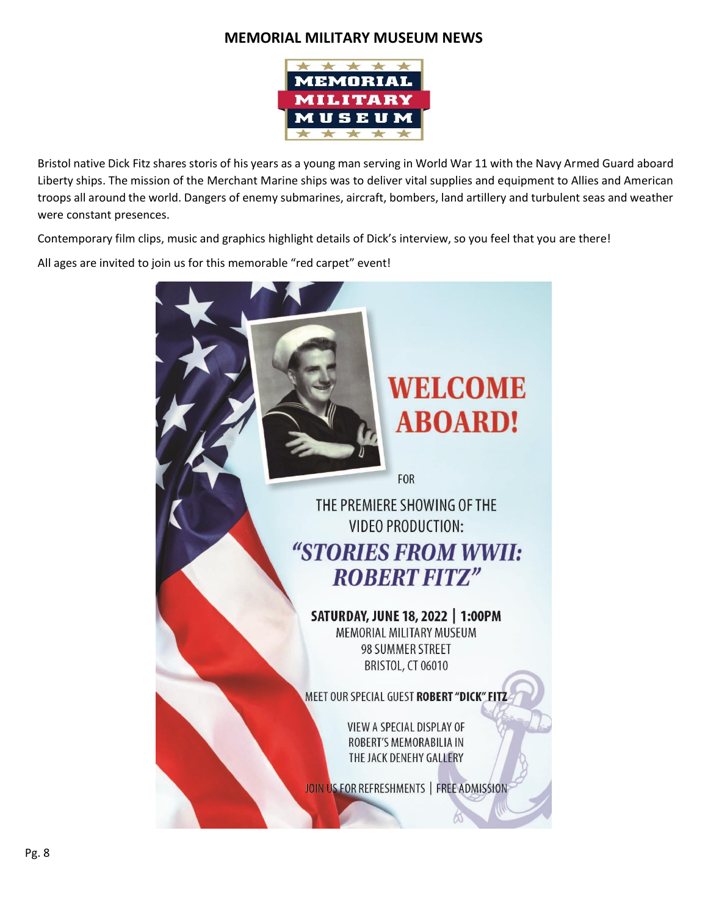## MEMORIAL MILITARY MUSEUM NEWS

MEMORIAL MILITARY MUSEUM

Bristol native Dick Fitz shares storis of his years as a young man serving in World War 11 with the Navy Armed Guard aboard Liberty ships. The mission of the Merchant Marine ships was to deliver vital supplies and equipment to Allies and American troops all around the world. Dangers of enemy submarines, aircraft, bombers, land artillery and turbulent seas and weather were constant presences.

Contemporary film clips, music and graphics highlight details of Dick's interview, so you feel that you are there!

All ages are invited to join us for this memorable "red carpet" event!

# WELCOME ABOARD!

FOR

THE PREMIERE SHOWING OF THE VIDEO PRODUCTION:

## *"STORIES FROM WWII: ROBERT FITZ"*

**SATURDAY, JUNE 18, 2022 | 1:00PM**

MEMORIAL MILITARY MUSEUM
98 SUMMER STREET
BRISTOL, CT 06010

MEET OUR SPECIAL GUEST **ROBERT "DICK" FITZ**

VIEW A SPECIAL DISPLAY OF ROBERT'S MEMORABILIA IN THE JACK DENEHY GALLERY

JOIN US FOR REFRESHMENTS | FREE ADMISSION